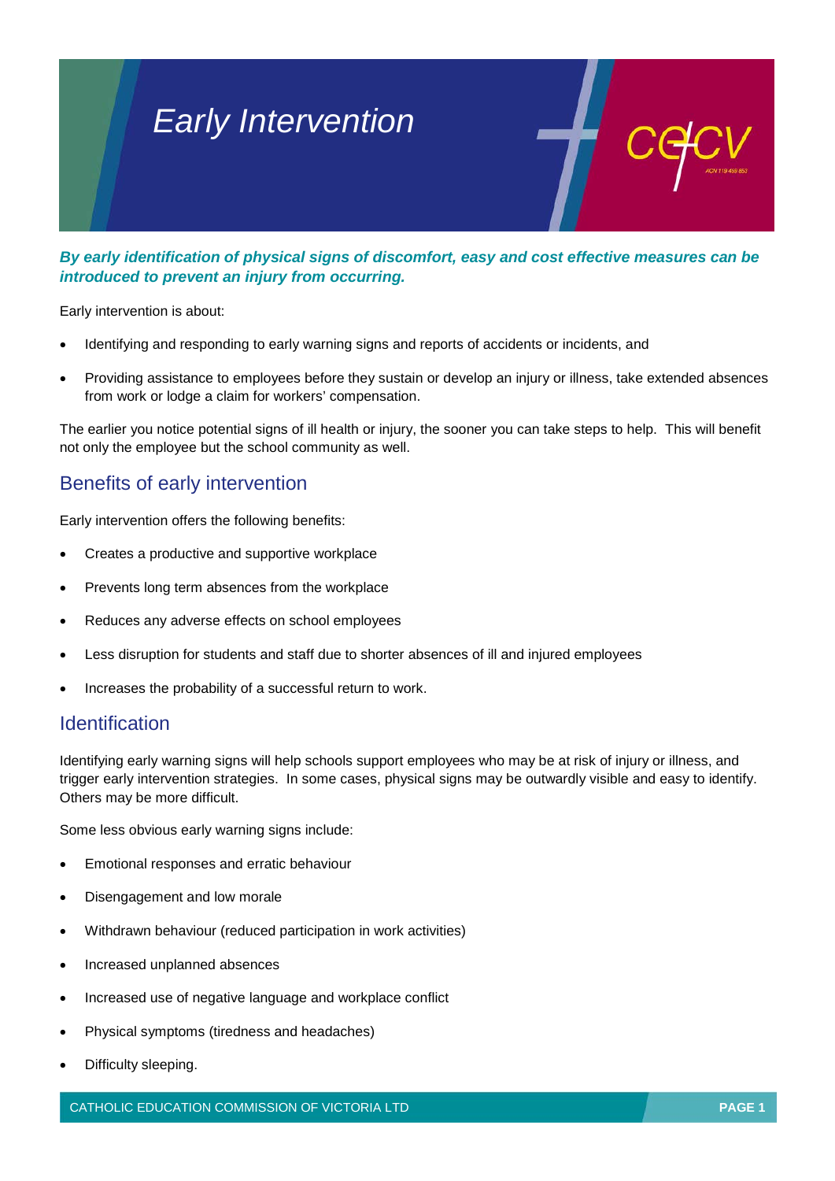# Early Intervention

***By early identification of physical signs of discomfort, easy and cost effective measures can be introduced to prevent an injury from occurring.***

Early intervention is about:

- Identifying and responding to early warning signs and reports of accidents or incidents, and
- Providing assistance to employees before they sustain or develop an injury or illness, take extended absences from work or lodge a claim for workers' compensation.

The earlier you notice potential signs of ill health or injury, the sooner you can take steps to help. This will benefit not only the employee but the school community as well.

## Benefits of early intervention

Early intervention offers the following benefits:

- Creates a productive and supportive workplace
- Prevents long term absences from the workplace
- Reduces any adverse effects on school employees
- Less disruption for students and staff due to shorter absences of ill and injured employees
- Increases the probability of a successful return to work.

## Identification

Identifying early warning signs will help schools support employees who may be at risk of injury or illness, and trigger early intervention strategies. In some cases, physical signs may be outwardly visible and easy to identify. Others may be more difficult.

Some less obvious early warning signs include:

- Emotional responses and erratic behaviour
- Disengagement and low morale
- Withdrawn behaviour (reduced participation in work activities)
- Increased unplanned absences
- Increased use of negative language and workplace conflict
- Physical symptoms (tiredness and headaches)
- Difficulty sleeping.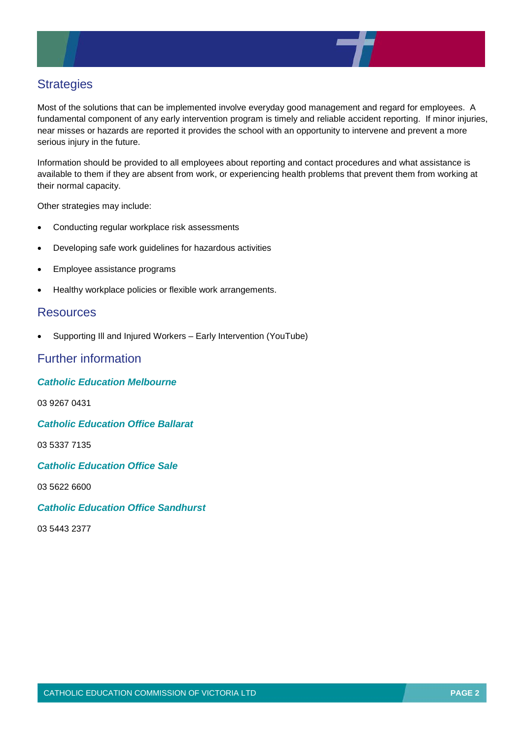## Strategies

Most of the solutions that can be implemented involve everyday good management and regard for employees. A fundamental component of any early intervention program is timely and reliable accident reporting. If minor injuries, near misses or hazards are reported it provides the school with an opportunity to intervene and prevent a more serious injury in the future.

Information should be provided to all employees about reporting and contact procedures and what assistance is available to them if they are absent from work, or experiencing health problems that prevent them from working at their normal capacity.

Other strategies may include:

- Conducting regular workplace risk assessments
- Developing safe work guidelines for hazardous activities
- Employee assistance programs
- Healthy workplace policies or flexible work arrangements.

## Resources

- Supporting Ill and Injured Workers – Early Intervention (YouTube)

## Further information

***Catholic Education Melbourne***

03 9267 0431

***Catholic Education Office Ballarat***

03 5337 7135

***Catholic Education Office Sale***

03 5622 6600

***Catholic Education Office Sandhurst***

03 5443 2377